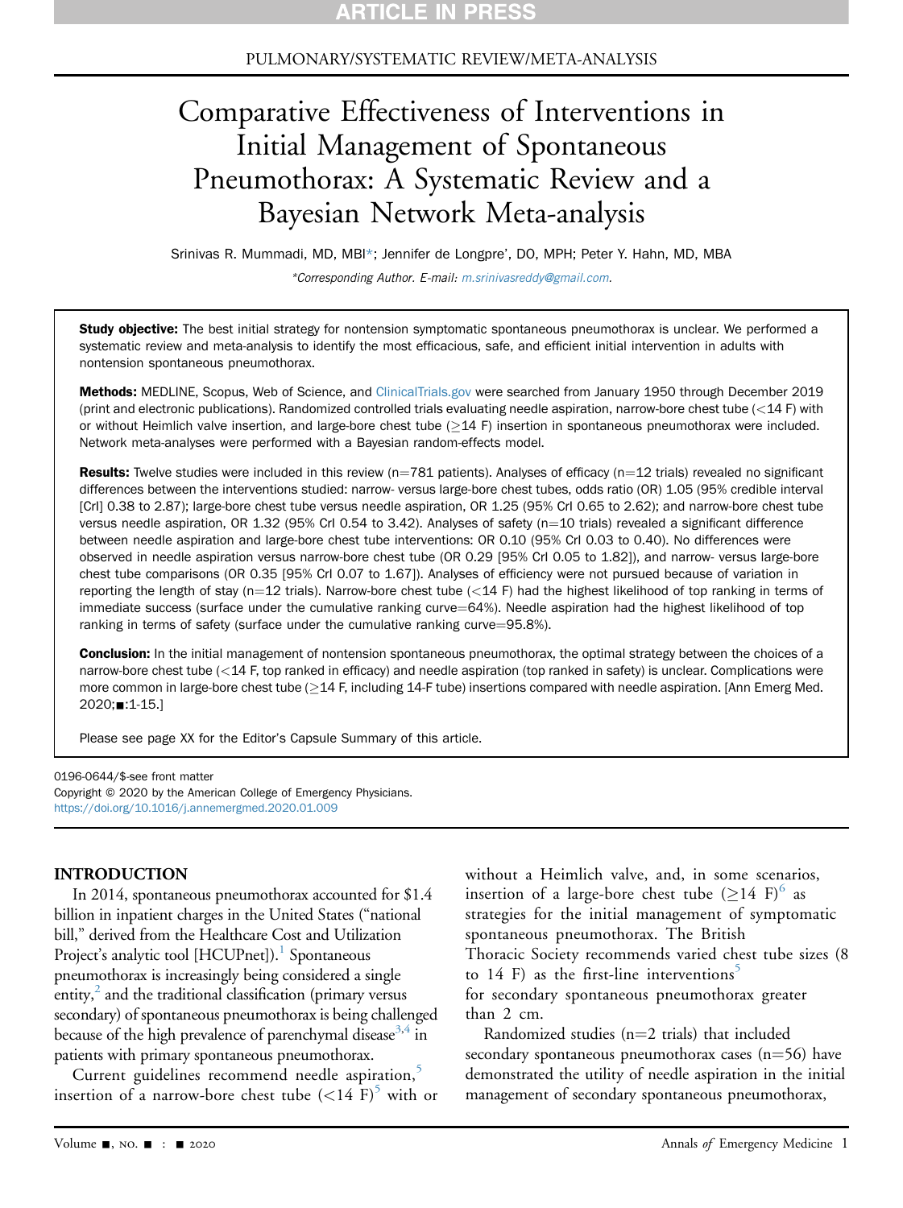ARTICLE IN PRESS

PULMONARY/SYSTEMATIC REVIEW/META-ANALYSIS

# Comparative Effectiveness of Interventions in Initial Management of Spontaneous Pneumothorax: A Systematic Review and a Bayesian Network Meta-analysis

Srinivas R. Mummadi, MD, MBI*; Jennifer de Longpre', DO, MPH; Peter Y. Hahn, MD, MBA

*Corresponding Author. E-mail: m.srinivasreddy@gmail.com.

**Study objective:** The best initial strategy for nontension symptomatic spontaneous pneumothorax is unclear. We performed a systematic review and meta-analysis to identify the most efficacious, safe, and efficient initial intervention in adults with nontension spontaneous pneumothorax.

**Methods:** MEDLINE, Scopus, Web of Science, and ClinicalTrials.gov were searched from January 1950 through December 2019 (print and electronic publications). Randomized controlled trials evaluating needle aspiration, narrow-bore chest tube (<14 F) with or without Heimlich valve insertion, and large-bore chest tube (≥14 F) insertion in spontaneous pneumothorax were included. Network meta-analyses were performed with a Bayesian random-effects model.

**Results:** Twelve studies were included in this review (n=781 patients). Analyses of efficacy (n=12 trials) revealed no significant differences between the interventions studied: narrow- versus large-bore chest tubes, odds ratio (OR) 1.05 (95% credible interval [CrI] 0.38 to 2.87); large-bore chest tube versus needle aspiration, OR 1.25 (95% CrI 0.65 to 2.62); and narrow-bore chest tube versus needle aspiration, OR 1.32 (95% CrI 0.54 to 3.42). Analyses of safety (n=10 trials) revealed a significant difference between needle aspiration and large-bore chest tube interventions: OR 0.10 (95% CrI 0.03 to 0.40). No differences were observed in needle aspiration versus narrow-bore chest tube (OR 0.29 [95% CrI 0.05 to 1.82]), and narrow- versus large-bore chest tube comparisons (OR 0.35 [95% CrI 0.07 to 1.67]). Analyses of efficiency were not pursued because of variation in reporting the length of stay (n=12 trials). Narrow-bore chest tube (<14 F) had the highest likelihood of top ranking in terms of immediate success (surface under the cumulative ranking curve=64%). Needle aspiration had the highest likelihood of top ranking in terms of safety (surface under the cumulative ranking curve=95.8%).

**Conclusion:** In the initial management of nontension spontaneous pneumothorax, the optimal strategy between the choices of a narrow-bore chest tube (<14 F, top ranked in efficacy) and needle aspiration (top ranked in safety) is unclear. Complications were more common in large-bore chest tube (≥14 F, including 14-F tube) insertions compared with needle aspiration. [Ann Emerg Med. 2020;■:1-15.]

Please see page XX for the Editor's Capsule Summary of this article.

0196-0644/$-see front matter
Copyright © 2020 by the American College of Emergency Physicians.
https://doi.org/10.1016/j.annemergmed.2020.01.009

## INTRODUCTION

In 2014, spontaneous pneumothorax accounted for $1.4 billion in inpatient charges in the United States ("national bill," derived from the Healthcare Cost and Utilization Project's analytic tool [HCUPnet]).[1] Spontaneous pneumothorax is increasingly being considered a single entity,[2] and the traditional classification (primary versus secondary) of spontaneous pneumothorax is being challenged because of the high prevalence of parenchymal disease[3,4] in patients with primary spontaneous pneumothorax.

Current guidelines recommend needle aspiration,[5] insertion of a narrow-bore chest tube (<14 F)[5] with or without a Heimlich valve, and, in some scenarios, insertion of a large-bore chest tube (≥14 F)[6] as strategies for the initial management of symptomatic spontaneous pneumothorax. The British Thoracic Society recommends varied chest tube sizes (8 to 14 F) as the first-line interventions[5] for secondary spontaneous pneumothorax greater than 2 cm.

Randomized studies (n=2 trials) that included secondary spontaneous pneumothorax cases (n=56) have demonstrated the utility of needle aspiration in the initial management of secondary spontaneous pneumothorax,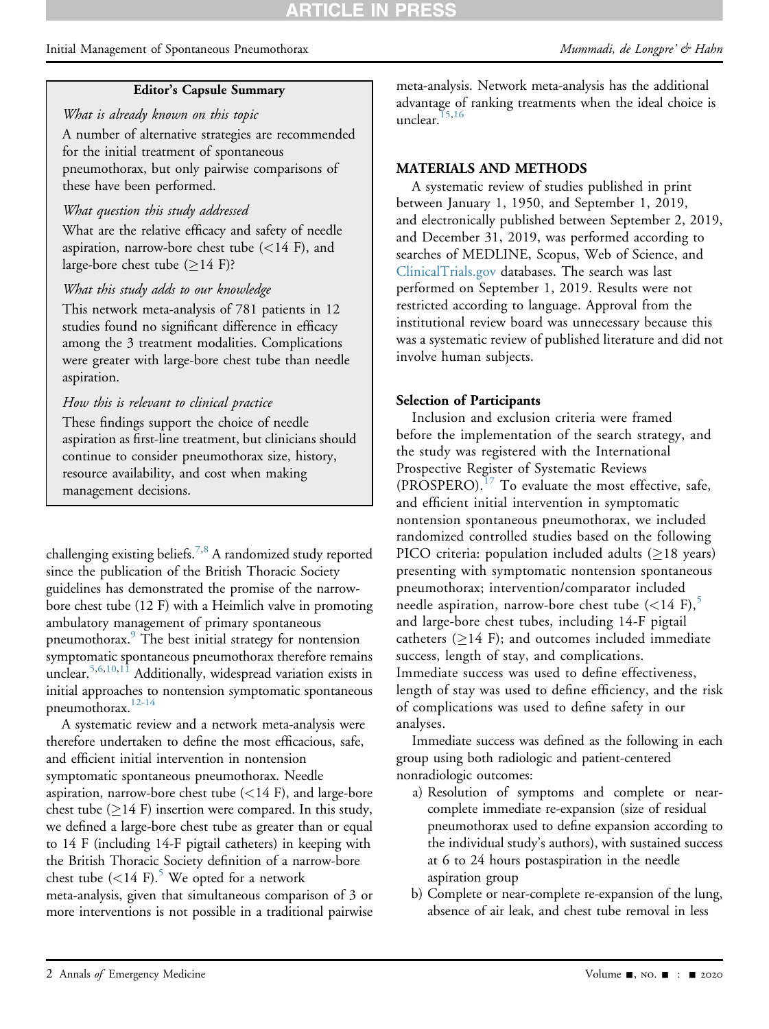**Editor's Capsule Summary**

*What is already known on this topic*

A number of alternative strategies are recommended for the initial treatment of spontaneous pneumothorax, but only pairwise comparisons of these have been performed.

*What question this study addressed*

What are the relative efficacy and safety of needle aspiration, narrow-bore chest tube (<14 F), and large-bore chest tube (≥14 F)?

*What this study adds to our knowledge*

This network meta-analysis of 781 patients in 12 studies found no significant difference in efficacy among the 3 treatment modalities. Complications were greater with large-bore chest tube than needle aspiration.

*How this is relevant to clinical practice*

These findings support the choice of needle aspiration as first-line treatment, but clinicians should continue to consider pneumothorax size, history, resource availability, and cost when making management decisions.

challenging existing beliefs.[7,8] A randomized study reported since the publication of the British Thoracic Society guidelines has demonstrated the promise of the narrow-bore chest tube (12 F) with a Heimlich valve in promoting ambulatory management of primary spontaneous pneumothorax.[9] The best initial strategy for nontension symptomatic spontaneous pneumothorax therefore remains unclear.[5,6,10,11] Additionally, widespread variation exists in initial approaches to nontension symptomatic spontaneous pneumothorax.[12-14]

A systematic review and a network meta-analysis were therefore undertaken to define the most efficacious, safe, and efficient initial intervention in nontension symptomatic spontaneous pneumothorax. Needle aspiration, narrow-bore chest tube (<14 F), and large-bore chest tube (≥14 F) insertion were compared. In this study, we defined a large-bore chest tube as greater than or equal to 14 F (including 14-F pigtail catheters) in keeping with the British Thoracic Society definition of a narrow-bore chest tube (<14 F).[5] We opted for a network meta-analysis, given that simultaneous comparison of 3 or more interventions is not possible in a traditional pairwise meta-analysis. Network meta-analysis has the additional advantage of ranking treatments when the ideal choice is unclear.[15,16]

## MATERIALS AND METHODS

A systematic review of studies published in print between January 1, 1950, and September 1, 2019, and electronically published between September 2, 2019, and December 31, 2019, was performed according to searches of MEDLINE, Scopus, Web of Science, and ClinicalTrials.gov databases. The search was last performed on September 1, 2019. Results were not restricted according to language. Approval from the institutional review board was unnecessary because this was a systematic review of published literature and did not involve human subjects.

### Selection of Participants

Inclusion and exclusion criteria were framed before the implementation of the search strategy, and the study was registered with the International Prospective Register of Systematic Reviews (PROSPERO).[17] To evaluate the most effective, safe, and efficient initial intervention in symptomatic nontension spontaneous pneumothorax, we included randomized controlled studies based on the following PICO criteria: population included adults (≥18 years) presenting with symptomatic nontension spontaneous pneumothorax; intervention/comparator included needle aspiration, narrow-bore chest tube (<14 F),[5] and large-bore chest tubes, including 14-F pigtail catheters (≥14 F); and outcomes included immediate success, length of stay, and complications. Immediate success was used to define effectiveness, length of stay was used to define efficiency, and the risk of complications was used to define safety in our analyses.

Immediate success was defined as the following in each group using both radiologic and patient-centered nonradiologic outcomes:

a) Resolution of symptoms and complete or near-complete immediate re-expansion (size of residual pneumothorax used to define expansion according to the individual study's authors), with sustained success at 6 to 24 hours postaspiration in the needle aspiration group
b) Complete or near-complete re-expansion of the lung, absence of air leak, and chest tube removal in less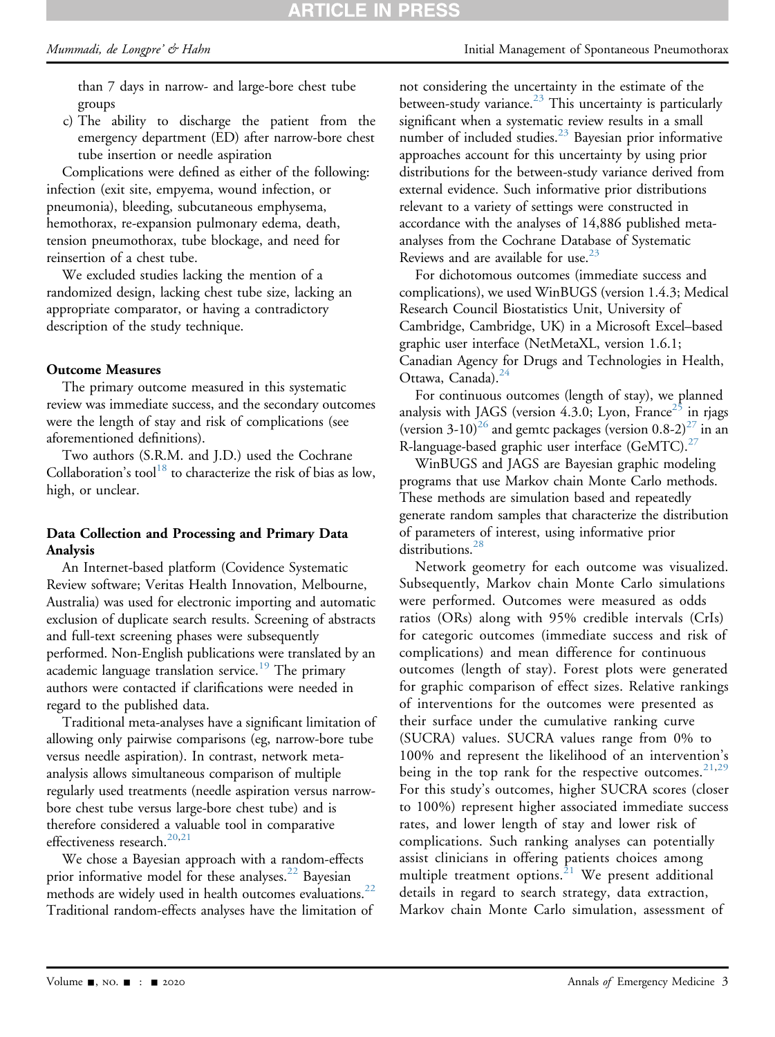than 7 days in narrow- and large-bore chest tube groups

c) The ability to discharge the patient from the emergency department (ED) after narrow-bore chest tube insertion or needle aspiration

Complications were defined as either of the following: infection (exit site, empyema, wound infection, or pneumonia), bleeding, subcutaneous emphysema, hemothorax, re-expansion pulmonary edema, death, tension pneumothorax, tube blockage, and need for reinsertion of a chest tube.

We excluded studies lacking the mention of a randomized design, lacking chest tube size, lacking an appropriate comparator, or having a contradictory description of the study technique.

### Outcome Measures

The primary outcome measured in this systematic review was immediate success, and the secondary outcomes were the length of stay and risk of complications (see aforementioned definitions).

Two authors (S.R.M. and J.D.) used the Cochrane Collaboration's tool[18] to characterize the risk of bias as low, high, or unclear.

### Data Collection and Processing and Primary Data Analysis

An Internet-based platform (Covidence Systematic Review software; Veritas Health Innovation, Melbourne, Australia) was used for electronic importing and automatic exclusion of duplicate search results. Screening of abstracts and full-text screening phases were subsequently performed. Non-English publications were translated by an academic language translation service.[19] The primary authors were contacted if clarifications were needed in regard to the published data.

Traditional meta-analyses have a significant limitation of allowing only pairwise comparisons (eg, narrow-bore tube versus needle aspiration). In contrast, network meta-analysis allows simultaneous comparison of multiple regularly used treatments (needle aspiration versus narrow-bore chest tube versus large-bore chest tube) and is therefore considered a valuable tool in comparative effectiveness research.[20,21]

We chose a Bayesian approach with a random-effects prior informative model for these analyses.[22] Bayesian methods are widely used in health outcomes evaluations.[22] Traditional random-effects analyses have the limitation of not considering the uncertainty in the estimate of the between-study variance.[23] This uncertainty is particularly significant when a systematic review results in a small number of included studies.[23] Bayesian prior informative approaches account for this uncertainty by using prior distributions for the between-study variance derived from external evidence. Such informative prior distributions relevant to a variety of settings were constructed in accordance with the analyses of 14,886 published meta-analyses from the Cochrane Database of Systematic Reviews and are available for use.[23]

For dichotomous outcomes (immediate success and complications), we used WinBUGS (version 1.4.3; Medical Research Council Biostatistics Unit, University of Cambridge, Cambridge, UK) in a Microsoft Excel–based graphic user interface (NetMetaXL, version 1.6.1; Canadian Agency for Drugs and Technologies in Health, Ottawa, Canada).[24]

For continuous outcomes (length of stay), we planned analysis with JAGS (version 4.3.0; Lyon, France[25] in rjags (version 3-10)[26] and gemtc packages (version 0.8-2)[27] in an R-language-based graphic user interface (GeMTC).[27]

WinBUGS and JAGS are Bayesian graphic modeling programs that use Markov chain Monte Carlo methods. These methods are simulation based and repeatedly generate random samples that characterize the distribution of parameters of interest, using informative prior distributions.[28]

Network geometry for each outcome was visualized. Subsequently, Markov chain Monte Carlo simulations were performed. Outcomes were measured as odds ratios (ORs) along with 95% credible intervals (CrIs) for categoric outcomes (immediate success and risk of complications) and mean difference for continuous outcomes (length of stay). Forest plots were generated for graphic comparison of effect sizes. Relative rankings of interventions for the outcomes were presented as their surface under the cumulative ranking curve (SUCRA) values. SUCRA values range from 0% to 100% and represent the likelihood of an intervention's being in the top rank for the respective outcomes.[21,29] For this study's outcomes, higher SUCRA scores (closer to 100%) represent higher associated immediate success rates, and lower length of stay and lower risk of complications. Such ranking analyses can potentially assist clinicians in offering patients choices among multiple treatment options.[21] We present additional details in regard to search strategy, data extraction, Markov chain Monte Carlo simulation, assessment of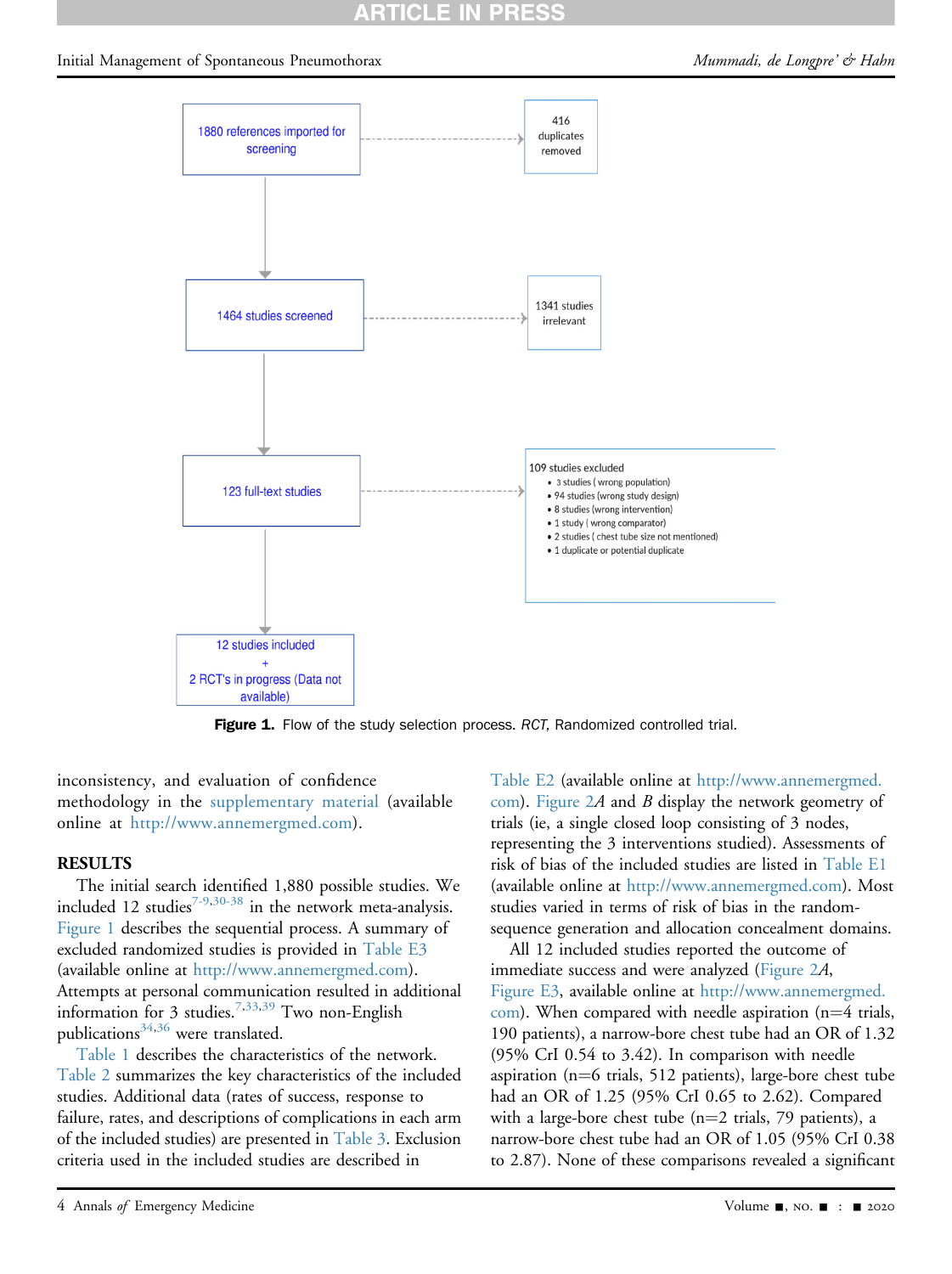1880 references imported for screening

416 duplicates removed

1464 studies screened

1341 studies irrelevant

123 full-text studies

109 studies excluded
- 3 studies ( wrong population)
- 94 studies (wrong study design)
- 8 studies (wrong intervention)
- 1 study ( wrong comparator)
- 2 studies ( chest tube size not mentioned)
- 1 duplicate or potential duplicate

12 studies included
+
2 RCT's in progress (Data not available)

**Figure 1.** Flow of the study selection process. *RCT*, Randomized controlled trial.

inconsistency, and evaluation of confidence methodology in the supplementary material (available online at http://www.annemergmed.com).

## RESULTS

The initial search identified 1,880 possible studies. We included 12 studies[7-9,30-38] in the network meta-analysis. Figure 1 describes the sequential process. A summary of excluded randomized studies is provided in Table E3 (available online at http://www.annemergmed.com). Attempts at personal communication resulted in additional information for 3 studies.[7,33,39] Two non-English publications[34,36] were translated.

Table 1 describes the characteristics of the network. Table 2 summarizes the key characteristics of the included studies. Additional data (rates of success, response to failure, rates, and descriptions of complications in each arm of the included studies) are presented in Table 3. Exclusion criteria used in the included studies are described in Table E2 (available online at http://www.annemergmed.com). Figure 2*A* and *B* display the network geometry of trials (ie, a single closed loop consisting of 3 nodes, representing the 3 interventions studied). Assessments of risk of bias of the included studies are listed in Table E1 (available online at http://www.annemergmed.com). Most studies varied in terms of risk of bias in the random-sequence generation and allocation concealment domains.

All 12 included studies reported the outcome of immediate success and were analyzed (Figure 2*A*, Figure E3, available online at http://www.annemergmed.com). When compared with needle aspiration (n=4 trials, 190 patients), a narrow-bore chest tube had an OR of 1.32 (95% CrI 0.54 to 3.42). In comparison with needle aspiration (n=6 trials, 512 patients), large-bore chest tube had an OR of 1.25 (95% CrI 0.65 to 2.62). Compared with a large-bore chest tube (n=2 trials, 79 patients), a narrow-bore chest tube had an OR of 1.05 (95% CrI 0.38 to 2.87). None of these comparisons revealed a significant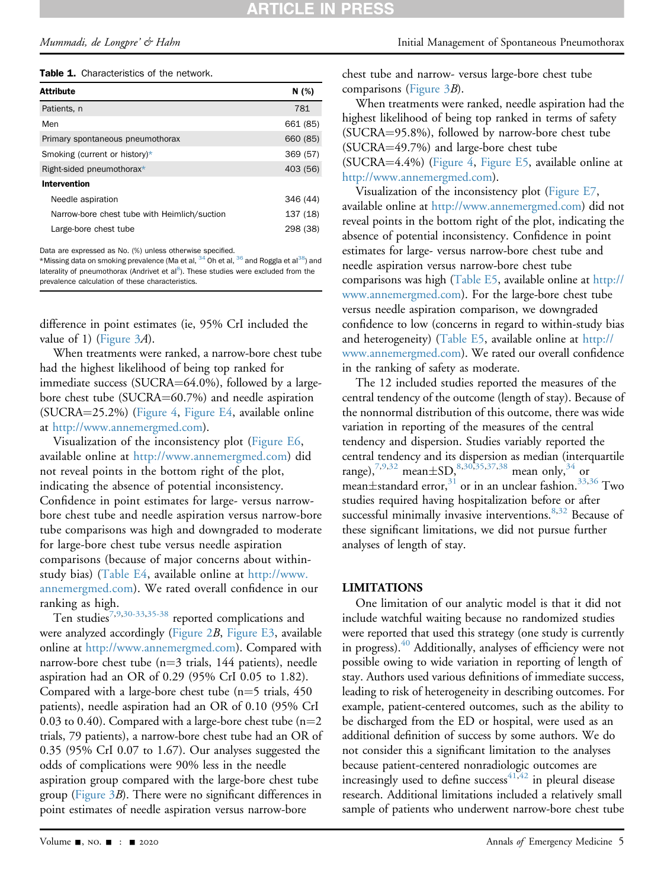**Table 1.** Characteristics of the network.

| Attribute | N (%) |
|---|---|
| Patients, n | 781 |
| Men | 661 (85) |
| Primary spontaneous pneumothorax | 660 (85) |
| Smoking (current or history)* | 369 (57) |
| Right-sided pneumothorax* | 403 (56) |
| **Intervention** | |
| Needle aspiration | 346 (44) |
| Narrow-bore chest tube with Heimlich/suction | 137 (18) |
| Large-bore chest tube | 298 (38) |

Data are expressed as No. (%) unless otherwise specified.
*Missing data on smoking prevalence (Ma et al, [34] Oh et al, [36] and Roggla et al [38]) and laterality of pneumothorax (Andrivet et al [8]). These studies were excluded from the prevalence calculation of these characteristics.

difference in point estimates (ie, 95% CrI included the value of 1) (Figure 3*A*).

When treatments were ranked, a narrow-bore chest tube had the highest likelihood of being top ranked for immediate success (SUCRA=64.0%), followed by a large-bore chest tube (SUCRA=60.7%) and needle aspiration (SUCRA=25.2%) (Figure 4, Figure E4, available online at http://www.annemergmed.com).

Visualization of the inconsistency plot (Figure E6, available online at http://www.annemergmed.com) did not reveal points in the bottom right of the plot, indicating the absence of potential inconsistency. Confidence in point estimates for large- versus narrow-bore chest tube and needle aspiration versus narrow-bore tube comparisons was high and downgraded to moderate for large-bore chest tube versus needle aspiration comparisons (because of major concerns about within-study bias) (Table E4, available online at http://www.annemergmed.com). We rated overall confidence in our ranking as high.

Ten studies[7,9,30-33,35-38] reported complications and were analyzed accordingly (Figure 2*B*, Figure E3, available online at http://www.annemergmed.com). Compared with narrow-bore chest tube (n=3 trials, 144 patients), needle aspiration had an OR of 0.29 (95% CrI 0.05 to 1.82). Compared with a large-bore chest tube (n=5 trials, 450 patients), needle aspiration had an OR of 0.10 (95% CrI 0.03 to 0.40). Compared with a large-bore chest tube (n=2 trials, 79 patients), a narrow-bore chest tube had an OR of 0.35 (95% CrI 0.07 to 1.67). Our analyses suggested the odds of complications were 90% less in the needle aspiration group compared with the large-bore chest tube group (Figure 3*B*). There were no significant differences in point estimates of needle aspiration versus narrow-bore chest tube and narrow- versus large-bore chest tube comparisons (Figure 3*B*).

When treatments were ranked, needle aspiration had the highest likelihood of being top ranked in terms of safety (SUCRA=95.8%), followed by narrow-bore chest tube (SUCRA=49.7%) and large-bore chest tube (SUCRA=4.4%) (Figure 4, Figure E5, available online at http://www.annemergmed.com).

Visualization of the inconsistency plot (Figure E7, available online at http://www.annemergmed.com) did not reveal points in the bottom right of the plot, indicating the absence of potential inconsistency. Confidence in point estimates for large- versus narrow-bore chest tube and needle aspiration versus narrow-bore chest tube comparisons was high (Table E5, available online at http://www.annemergmed.com). For the large-bore chest tube versus needle aspiration comparison, we downgraded confidence to low (concerns in regard to within-study bias and heterogeneity) (Table E5, available online at http://www.annemergmed.com). We rated our overall confidence in the ranking of safety as moderate.

The 12 included studies reported the measures of the central tendency of the outcome (length of stay). Because of the nonnormal distribution of this outcome, there was wide variation in reporting of the measures of the central tendency and dispersion. Studies variably reported the central tendency and its dispersion as median (interquartile range),[7,9,32] mean±SD,[8,30,35,37,38] mean only,[34] or mean±standard error,[31] or in an unclear fashion.[33,36] Two studies required having hospitalization before or after successful minimally invasive interventions.[8,32] Because of these significant limitations, we did not pursue further analyses of length of stay.

## LIMITATIONS

One limitation of our analytic model is that it did not include watchful waiting because no randomized studies were reported that used this strategy (one study is currently in progress).[40] Additionally, analyses of efficiency were not possible owing to wide variation in reporting of length of stay. Authors used various definitions of immediate success, leading to risk of heterogeneity in describing outcomes. For example, patient-centered outcomes, such as the ability to be discharged from the ED or hospital, were used as an additional definition of success by some authors. We do not consider this a significant limitation to the analyses because patient-centered nonradiologic outcomes are increasingly used to define success[41,42] in pleural disease research. Additional limitations included a relatively small sample of patients who underwent narrow-bore chest tube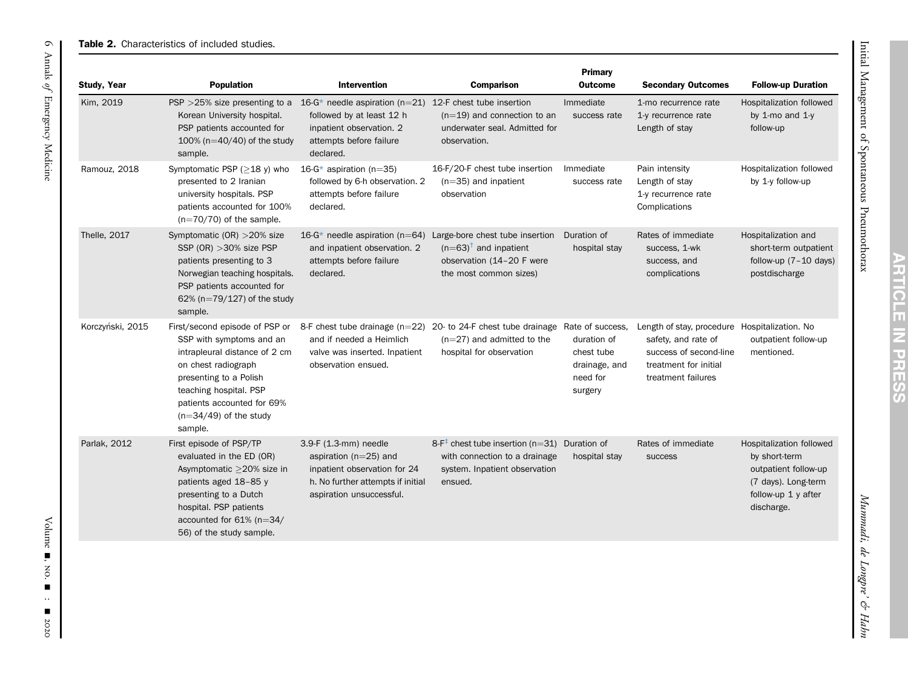**Table 2.** Characteristics of included studies.

| Study, Year | Population | Intervention | Comparison | Primary Outcome | Secondary Outcomes | Follow-up Duration |
|---|---|---|---|---|---|---|
| Kim, 2019 | PSP >25% size presenting to a Korean University hospital. PSP patients accounted for 100% (n=40/40) of the study sample. | 16-G* needle aspiration (n=21) followed by at least 12 h inpatient observation. 2 attempts before failure declared. | 12-F chest tube insertion (n=19) and connection to an underwater seal. Admitted for observation. | Immediate success rate | 1-mo recurrence rate<br>1-y recurrence rate<br>Length of stay | Hospitalization followed by 1-mo and 1-y follow-up |
| Ramouz, 2018 | Symptomatic PSP (≥18 y) who presented to 2 Iranian university hospitals. PSP patients accounted for 100% (n=70/70) of the sample. | 16-G* aspiration (n=35) followed by 6-h observation. 2 attempts before failure declared. | 16-F/20-F chest tube insertion (n=35) and inpatient observation | Immediate success rate | Pain intensity<br>Length of stay<br>1-y recurrence rate<br>Complications | Hospitalization followed by 1-y follow-up |
| Thelle, 2017 | Symptomatic (OR) >20% size SSP (OR) >30% size PSP patients presenting to 3 Norwegian teaching hospitals. PSP patients accounted for 62% (n=79/127) of the study sample. | 16-G* needle aspiration (n=64) and inpatient observation. 2 attempts before failure declared. | Large-bore chest tube insertion (n=63)[†] and inpatient observation (14–20 F were the most common sizes) | Duration of hospital stay | Rates of immediate success, 1-wk success, and complications | Hospitalization and short-term outpatient follow-up (7–10 days) postdischarge |
| Korczyński, 2015 | First/second episode of PSP or SSP with symptoms and an intrapleural distance of 2 cm on chest radiograph presenting to a Polish teaching hospital. PSP patients accounted for 69% (n=34/49) of the study sample. | 8-F chest tube drainage (n=22) and if needed a Heimlich valve was inserted. Inpatient observation ensued. | 20- to 24-F chest tube drainage (n=27) and admitted to the hospital for observation | Rate of success, duration of chest tube drainage, and need for surgery | Length of stay, procedure safety, and rate of success of second-line treatment for initial treatment failures | Hospitalization. No outpatient follow-up mentioned. |
| Parlak, 2012 | First episode of PSP/TP evaluated in the ED (OR) Asymptomatic ≥20% size in patients aged 18–85 y presenting to a Dutch hospital. PSP patients accounted for 61% (n=34/56) of the study sample. | 3.9-F (1.3-mm) needle aspiration (n=25) and inpatient observation for 24 h. No further attempts if initial aspiration unsuccessful. | 8-F[‡] chest tube insertion (n=31) with connection to a drainage system. Inpatient observation ensued. | Duration of hospital stay | Rates of immediate success | Hospitalization followed by short-term outpatient follow-up (7 days). Long-term follow-up 1 y after discharge. |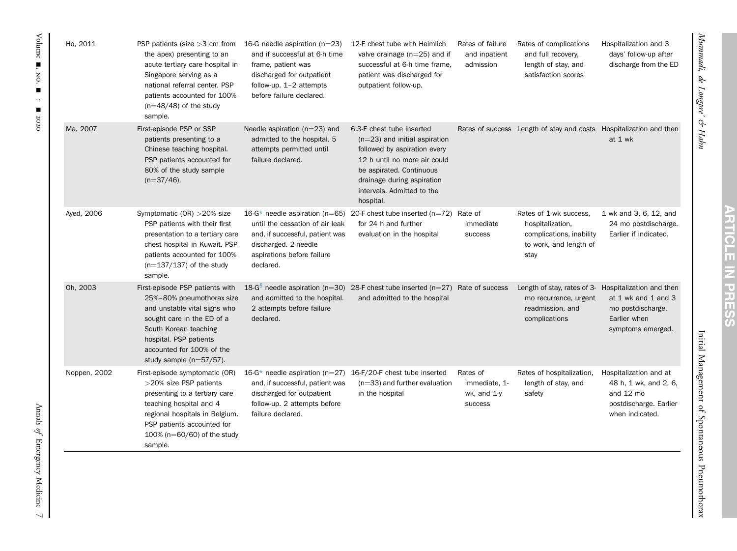| | | | | | | |
|---|---|---|---|---|---|---|
| Ho, 2011 | PSP patients (size >3 cm from the apex) presenting to an acute tertiary care hospital in Singapore serving as a national referral center. PSP patients accounted for 100% (n=48/48) of the study sample. | 16-G needle aspiration (n=23) and if successful at 6-h time frame, patient was discharged for outpatient follow-up. 1–2 attempts before failure declared. | 12-F chest tube with Heimlich valve drainage (n=25) and if successful at 6-h time frame, patient was discharged for outpatient follow-up. | Rates of failure and inpatient admission | Rates of complications and full recovery, length of stay, and satisfaction scores | Hospitalization and 3 days' follow-up after discharge from the ED |
| Ma, 2007 | First-episode PSP or SSP patients presenting to a Chinese teaching hospital. PSP patients accounted for 80% of the study sample (n=37/46). | Needle aspiration (n=23) and admitted to the hospital. 5 attempts permitted until failure declared. | 6.3-F chest tube inserted (n=23) and initial aspiration followed by aspiration every 12 h until no more air could be aspirated. Continuous drainage during aspiration intervals. Admitted to the hospital. | Rates of success | Length of stay and costs | Hospitalization and then at 1 wk |
| Ayed, 2006 | Symptomatic (OR) >20% size PSP patients with their first presentation to a tertiary care chest hospital in Kuwait. PSP patients accounted for 100% (n=137/137) of the study sample. | 16-G* needle aspiration (n=65) until the cessation of air leak and, if successful, patient was discharged. 2-needle aspirations before failure declared. | 20-F chest tube inserted (n=72) for 24 h and further evaluation in the hospital | Rate of immediate success | Rates of 1-wk success, hospitalization, complications, inability to work, and length of stay | 1 wk and 3, 6, 12, and 24 mo postdischarge. Earlier if indicated. |
| Oh, 2003 | First-episode PSP patients with 25%–80% pneumothorax size and unstable vital signs who sought care in the ED of a South Korean teaching hospital. PSP patients accounted for 100% of the study sample (n=57/57). | 18-G[§] needle aspiration (n=30) and admitted to the hospital. 2 attempts before failure declared. | 28-F chest tube inserted (n=27) and admitted to the hospital | Rate of success | Length of stay, rates of 3-mo recurrence, urgent readmission, and complications | Hospitalization and then at 1 wk and 1 and 3 mo postdischarge. Earlier when symptoms emerged. |
| Noppen, 2002 | First-episode symptomatic (OR) >20% size PSP patients presenting to a tertiary care teaching hospital and 4 regional hospitals in Belgium. PSP patients accounted for 100% (n=60/60) of the study sample. | 16-G* needle aspiration (n=27) and, if successful, patient was discharged for outpatient follow-up. 2 attempts before failure declared. | 16-F/20-F chest tube inserted (n=33) and further evaluation in the hospital | Rates of immediate, 1-wk, and 1-y success | Rates of hospitalization, length of stay, and safety | Hospitalization and at 48 h, 1 wk, and 2, 6, and 12 mo postdischarge. Earlier when indicated. |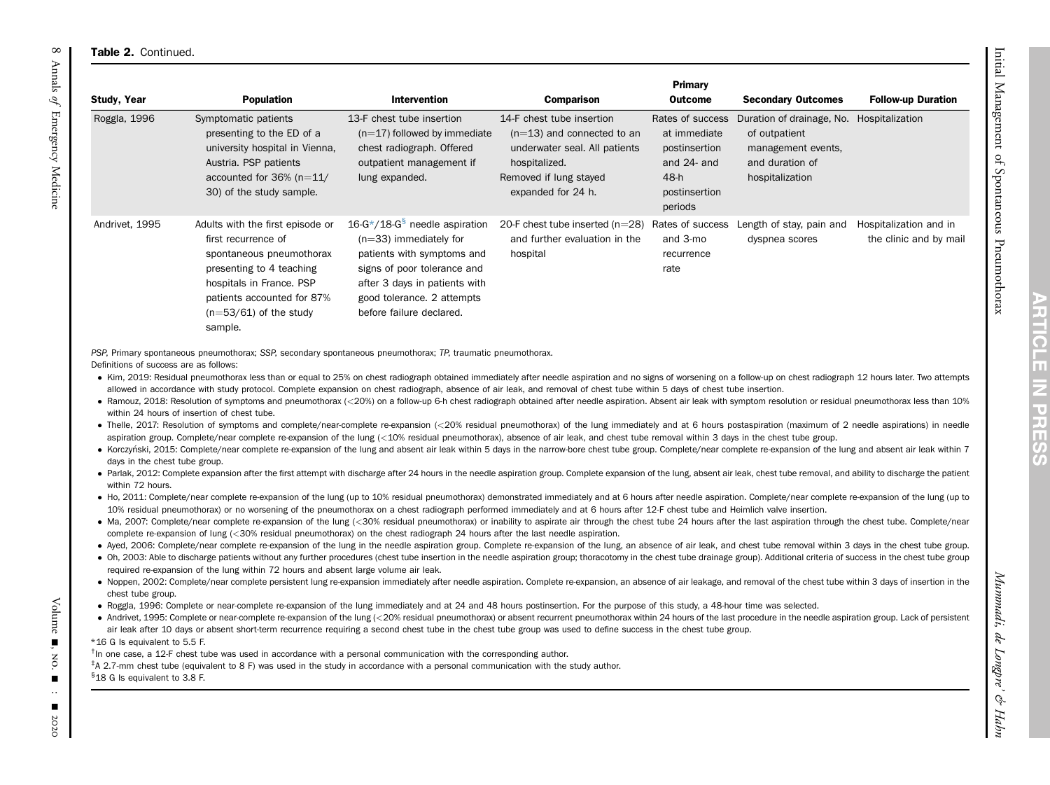**Table 2.** Continued.

| Study, Year | Population | Intervention | Comparison | Primary Outcome | Secondary Outcomes | Follow-up Duration |
|---|---|---|---|---|---|---|
| Roggla, 1996 | Symptomatic patients presenting to the ED of a university hospital in Vienna, Austria. PSP patients accounted for 36% (n=11/30) of the study sample. | 13-F chest tube insertion (n=17) followed by immediate chest radiograph. Offered outpatient management if lung expanded. | 14-F chest tube insertion (n=13) and connected to an underwater seal. All patients hospitalized. Removed if lung stayed expanded for 24 h. | Rates of success at immediate postinsertion and 24- and 48-h postinsertion periods | Duration of drainage, No. of outpatient management events, and duration of hospitalization | Hospitalization |
| Andrivet, 1995 | Adults with the first episode or first recurrence of spontaneous pneumothorax presenting to 4 teaching hospitals in France. PSP patients accounted for 87% (n=53/61) of the study sample. | 16-G*/18-G§ needle aspiration (n=33) immediately for patients with symptoms and signs of poor tolerance and after 3 days in patients with good tolerance. 2 attempts before failure declared. | 20-F chest tube inserted (n=28) and further evaluation in the hospital | Rates of success and 3-mo recurrence rate | Length of stay, pain and dyspnea scores | Hospitalization and in the clinic and by mail |

*PSP*, Primary spontaneous pneumothorax; *SSP*, secondary spontaneous pneumothorax; *TP*, traumatic pneumothorax.

Definitions of success are as follows:

- Kim, 2019: Residual pneumothorax less than or equal to 25% on chest radiograph obtained immediately after needle aspiration and no signs of worsening on a follow-up on chest radiograph 12 hours later. Two attempts allowed in accordance with study protocol. Complete expansion on chest radiograph, absence of air leak, and removal of chest tube within 5 days of chest tube insertion.
- Ramouz, 2018: Resolution of symptoms and pneumothorax (<20%) on a follow-up 6-h chest radiograph obtained after needle aspiration. Absent air leak with symptom resolution or residual pneumothorax less than 10% within 24 hours of insertion of chest tube.
- Thelle, 2017: Resolution of symptoms and complete/near-complete re-expansion (<20% residual pneumothorax) of the lung immediately and at 6 hours postaspiration (maximum of 2 needle aspirations) in needle aspiration group. Complete/near complete re-expansion of the lung (<10% residual pneumothorax), absence of air leak, and chest tube removal within 3 days in the chest tube group.
- Korczyński, 2015: Complete/near complete re-expansion of the lung and absent air leak within 5 days in the narrow-bore chest tube group. Complete/near complete re-expansion of the lung and absent air leak within 7 days in the chest tube group.
- Parlak, 2012: Complete expansion after the first attempt with discharge after 24 hours in the needle aspiration group. Complete expansion of the lung, absent air leak, chest tube removal, and ability to discharge the patient within 72 hours.
- Ho, 2011: Complete/near complete re-expansion of the lung (up to 10% residual pneumothorax) demonstrated immediately and at 6 hours after needle aspiration. Complete/near complete re-expansion of the lung (up to 10% residual pneumothorax) or no worsening of the pneumothorax on a chest radiograph performed immediately and at 6 hours after 12-F chest tube and Heimlich valve insertion.
- Ma, 2007: Complete/near complete re-expansion of the lung (<30% residual pneumothorax) or inability to aspirate air through the chest tube 24 hours after the last aspiration through the chest tube. Complete/near complete re-expansion of lung (<30% residual pneumothorax) on the chest radiograph 24 hours after the last needle aspiration.
- Ayed, 2006: Complete/near complete re-expansion of the lung in the needle aspiration group. Complete re-expansion of the lung, an absence of air leak, and chest tube removal within 3 days in the chest tube group.
- Oh, 2003: Able to discharge patients without any further procedures (chest tube insertion in the needle aspiration group; thoracotomy in the chest tube drainage group). Additional criteria of success in the chest tube group required re-expansion of the lung within 72 hours and absent large volume air leak.
- Noppen, 2002: Complete/near complete persistent lung re-expansion immediately after needle aspiration. Complete re-expansion, an absence of air leakage, and removal of the chest tube within 3 days of insertion in the chest tube group.
- Roggla, 1996: Complete or near-complete re-expansion of the lung immediately and at 24 and 48 hours postinsertion. For the purpose of this study, a 48-hour time was selected.
- Andrivet, 1995: Complete or near-complete re-expansion of the lung (<20% residual pneumothorax) or absent recurrent pneumothorax within 24 hours of the last procedure in the needle aspiration group. Lack of persistent air leak after 10 days or absent short-term recurrence requiring a second chest tube in the chest tube group was used to define success in the chest tube group.

*16 G Is equivalent to 5.5 F.

†In one case, a 12-F chest tube was used in accordance with a personal communication with the corresponding author.

‡A 2.7-mm chest tube (equivalent to 8 F) was used in the study in accordance with a personal communication with the study author.

§18 G Is equivalent to 3.8 F.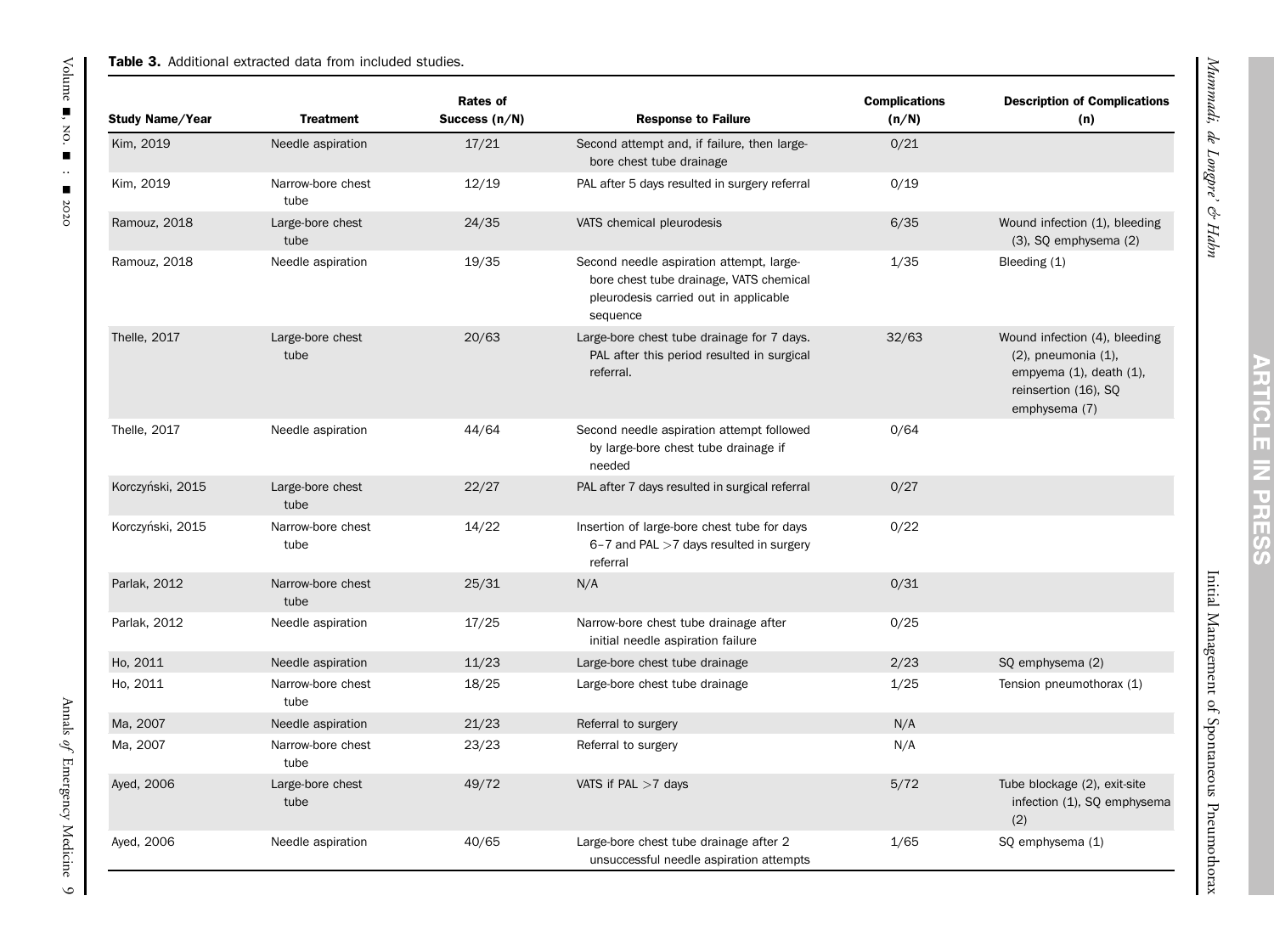**Table 3.** Additional extracted data from included studies.

| Study Name/Year | Treatment | Rates of Success (n/N) | Response to Failure | Complications (n/N) | Description of Complications (n) |
|---|---|---|---|---|---|
| Kim, 2019 | Needle aspiration | 17/21 | Second attempt and, if failure, then large-bore chest tube drainage | 0/21 | |
| Kim, 2019 | Narrow-bore chest tube | 12/19 | PAL after 5 days resulted in surgery referral | 0/19 | |
| Ramouz, 2018 | Large-bore chest tube | 24/35 | VATS chemical pleurodesis | 6/35 | Wound infection (1), bleeding (3), SQ emphysema (2) |
| Ramouz, 2018 | Needle aspiration | 19/35 | Second needle aspiration attempt, large-bore chest tube drainage, VATS chemical pleurodesis carried out in applicable sequence | 1/35 | Bleeding (1) |
| Thelle, 2017 | Large-bore chest tube | 20/63 | Large-bore chest tube drainage for 7 days. PAL after this period resulted in surgical referral. | 32/63 | Wound infection (4), bleeding (2), pneumonia (1), empyema (1), death (1), reinsertion (16), SQ emphysema (7) |
| Thelle, 2017 | Needle aspiration | 44/64 | Second needle aspiration attempt followed by large-bore chest tube drainage if needed | 0/64 | |
| Korczyński, 2015 | Large-bore chest tube | 22/27 | PAL after 7 days resulted in surgical referral | 0/27 | |
| Korczyński, 2015 | Narrow-bore chest tube | 14/22 | Insertion of large-bore chest tube for days 6–7 and PAL >7 days resulted in surgery referral | 0/22 | |
| Parlak, 2012 | Narrow-bore chest tube | 25/31 | N/A | 0/31 | |
| Parlak, 2012 | Needle aspiration | 17/25 | Narrow-bore chest tube drainage after initial needle aspiration failure | 0/25 | |
| Ho, 2011 | Needle aspiration | 11/23 | Large-bore chest tube drainage | 2/23 | SQ emphysema (2) |
| Ho, 2011 | Narrow-bore chest tube | 18/25 | Large-bore chest tube drainage | 1/25 | Tension pneumothorax (1) |
| Ma, 2007 | Needle aspiration | 21/23 | Referral to surgery | N/A | |
| Ma, 2007 | Narrow-bore chest tube | 23/23 | Referral to surgery | N/A | |
| Ayed, 2006 | Large-bore chest tube | 49/72 | VATS if PAL >7 days | 5/72 | Tube blockage (2), exit-site infection (1), SQ emphysema (2) |
| Ayed, 2006 | Needle aspiration | 40/65 | Large-bore chest tube drainage after 2 unsuccessful needle aspiration attempts | 1/65 | SQ emphysema (1) |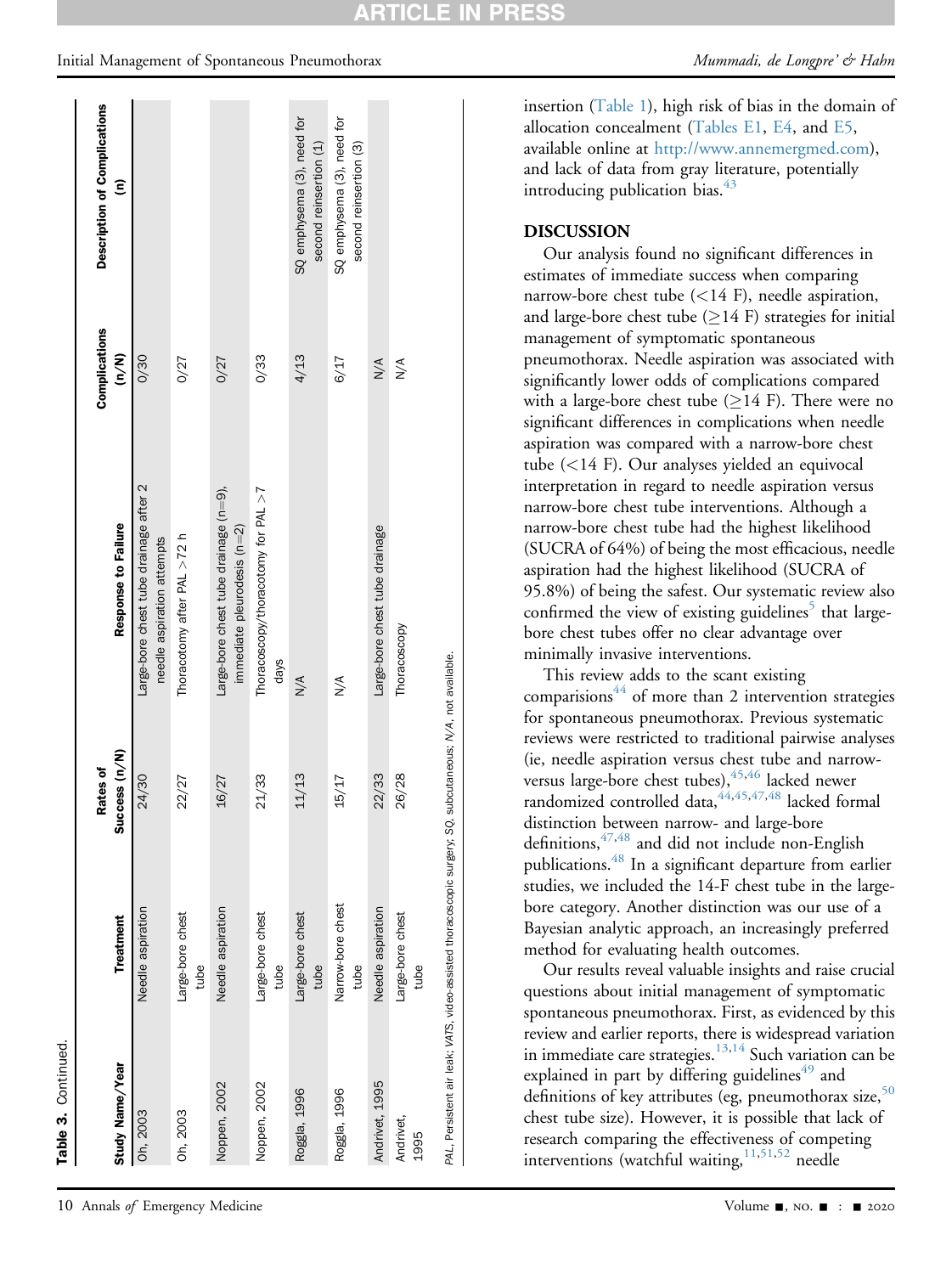**Table 3.** Continued.

| Study Name/Year | Treatment | Rates of Success (n/N) | Response to Failure | Complications (n/N) | Description of Complications (n) |
| --- | --- | --- | --- | --- | --- |
| Oh, 2003 | Needle aspiration | 24/30 | Large-bore chest tube drainage after 2 needle aspiration attempts | 0/30 | |
| Oh, 2003 | Large-bore chest tube | 22/27 | Thoracotomy after PAL >72 h | 0/27 | |
| Noppen, 2002 | Needle aspiration | 16/27 | Large-bore chest tube drainage (n=9), immediate pleurodesis (n=2) | 0/27 | |
| Noppen, 2002 | Large-bore chest tube | 21/33 | Thoracoscopy/thoracotomy for PAL >7 days | 0/33 | |
| Roggla, 1996 | Large-bore chest tube | 11/13 | N/A | 4/13 | SQ emphysema (3), need for second reinsertion (1) |
| Roggla, 1996 | Narrow-bore chest tube | 15/17 | N/A | 6/17 | SQ emphysema (3), need for second reinsertion (3) |
| Andrivet, 1995 | Needle aspiration | 22/33 | Large-bore chest tube drainage | N/A | |
| Andrivet, 1995 | Large-bore chest tube | 26/28 | Thoracoscopy | N/A | |

PAL, Persistent air leak; VATS, video-assisted thoracoscopic surgery; SQ, subcutaneous; N/A, not available.

insertion (Table 1), high risk of bias in the domain of allocation concealment (Tables E1, E4, and E5, available online at http://www.annemergmed.com), and lack of data from gray literature, potentially introducing publication bias.[43]

## DISCUSSION

Our analysis found no significant differences in estimates of immediate success when comparing narrow-bore chest tube (<14 F), needle aspiration, and large-bore chest tube (≥14 F) strategies for initial management of symptomatic spontaneous pneumothorax. Needle aspiration was associated with significantly lower odds of complications compared with a large-bore chest tube (≥14 F). There were no significant differences in complications when needle aspiration was compared with a narrow-bore chest tube (<14 F). Our analyses yielded an equivocal interpretation in regard to needle aspiration versus narrow-bore chest tube interventions. Although a narrow-bore chest tube had the highest likelihood (SUCRA of 64%) of being the most efficacious, needle aspiration had the highest likelihood (SUCRA of 95.8%) of being the safest. Our systematic review also confirmed the view of existing guidelines[5] that large-bore chest tubes offer no clear advantage over minimally invasive interventions.

This review adds to the scant existing comparisions[44] of more than 2 intervention strategies for spontaneous pneumothorax. Previous systematic reviews were restricted to traditional pairwise analyses (ie, needle aspiration versus chest tube and narrow- versus large-bore chest tubes),[45,46] lacked newer randomized controlled data,[44,45,47,48] lacked formal distinction between narrow- and large-bore definitions,[47,48] and did not include non-English publications.[48] In a significant departure from earlier studies, we included the 14-F chest tube in the large-bore category. Another distinction was our use of a Bayesian analytic approach, an increasingly preferred method for evaluating health outcomes.

Our results reveal valuable insights and raise crucial questions about initial management of symptomatic spontaneous pneumothorax. First, as evidenced by this review and earlier reports, there is widespread variation in immediate care strategies.[13,14] Such variation can be explained in part by differing guidelines[49] and definitions of key attributes (eg, pneumothorax size,[50] chest tube size). However, it is possible that lack of research comparing the effectiveness of competing interventions (watchful waiting,[11,51,52] needle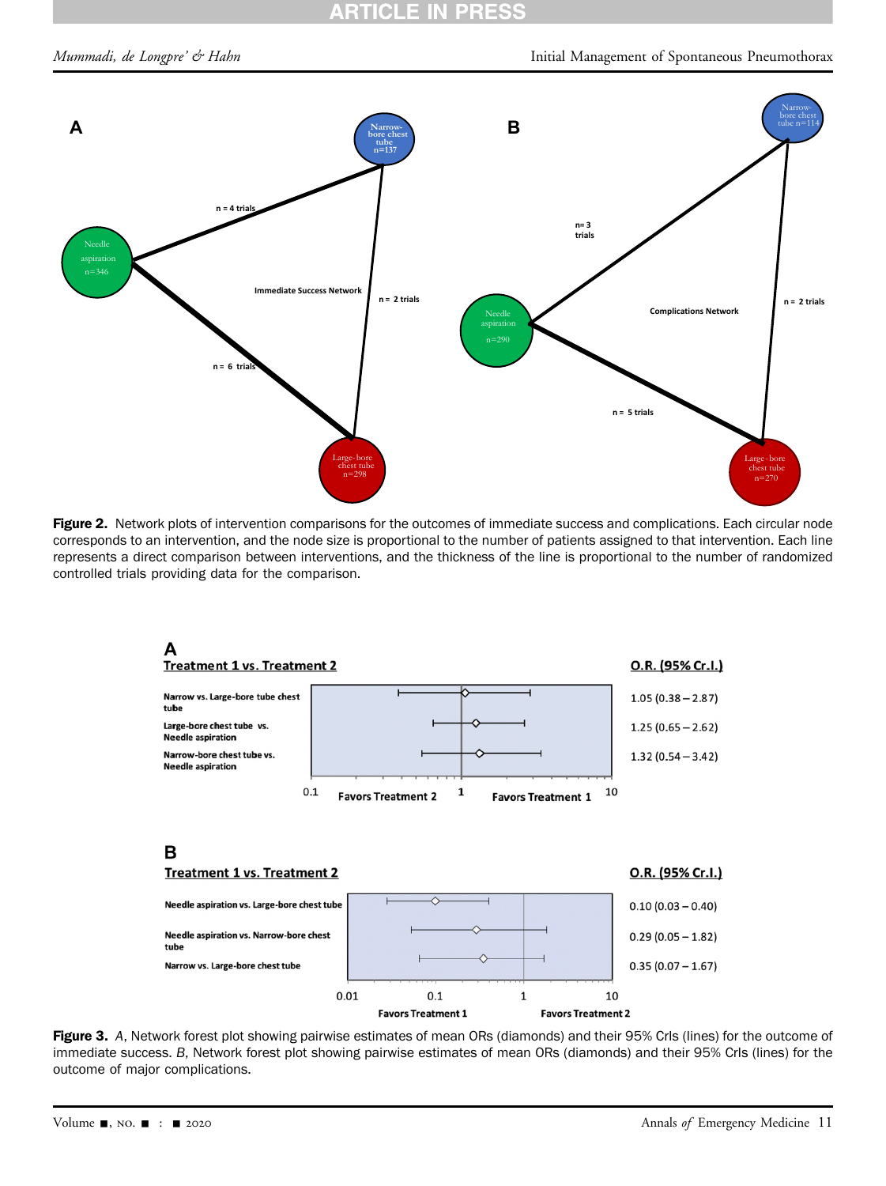A

Narrow-bore chest tube n=137

Needle aspiration n=346

Large-bore chest tube n=298

n = 4 trials

n = 2 trials

n = 6 trials

Immediate Success Network

B

Narrow-bore chest tube n=114

Needle aspiration n=290

Large-bore chest tube n=270

n= 3 trials

n = 2 trials

n = 5 trials

Complications Network

**Figure 2.** Network plots of intervention comparisons for the outcomes of immediate success and complications. Each circular node corresponds to an intervention, and the node size is proportional to the number of patients assigned to that intervention. Each line represents a direct comparison between interventions, and the thickness of the line is proportional to the number of randomized controlled trials providing data for the comparison.

A

Treatment 1 vs. Treatment 2

O.R. (95% Cr.I.)

Narrow vs. Large-bore tube chest tube 1.05 (0.38 – 2.87)

Large-bore chest tube vs. Needle aspiration 1.25 (0.65 – 2.62)

Narrow-bore chest tube vs. Needle aspiration 1.32 (0.54 – 3.42)

0.1 Favors Treatment 2 1 Favors Treatment 1 10

B

Treatment 1 vs. Treatment 2

O.R. (95% Cr.I.)

Needle aspiration vs. Large-bore chest tube 0.10 (0.03 – 0.40)

Needle aspiration vs. Narrow-bore chest tube 0.29 (0.05 – 1.82)

Narrow vs. Large-bore chest tube 0.35 (0.07 – 1.67)

0.01 0.1 1 10

Favors Treatment 1 Favors Treatment 2

**Figure 3.** *A*, Network forest plot showing pairwise estimates of mean ORs (diamonds) and their 95% CrIs (lines) for the outcome of immediate success. *B*, Network forest plot showing pairwise estimates of mean ORs (diamonds) and their 95% CrIs (lines) for the outcome of major complications.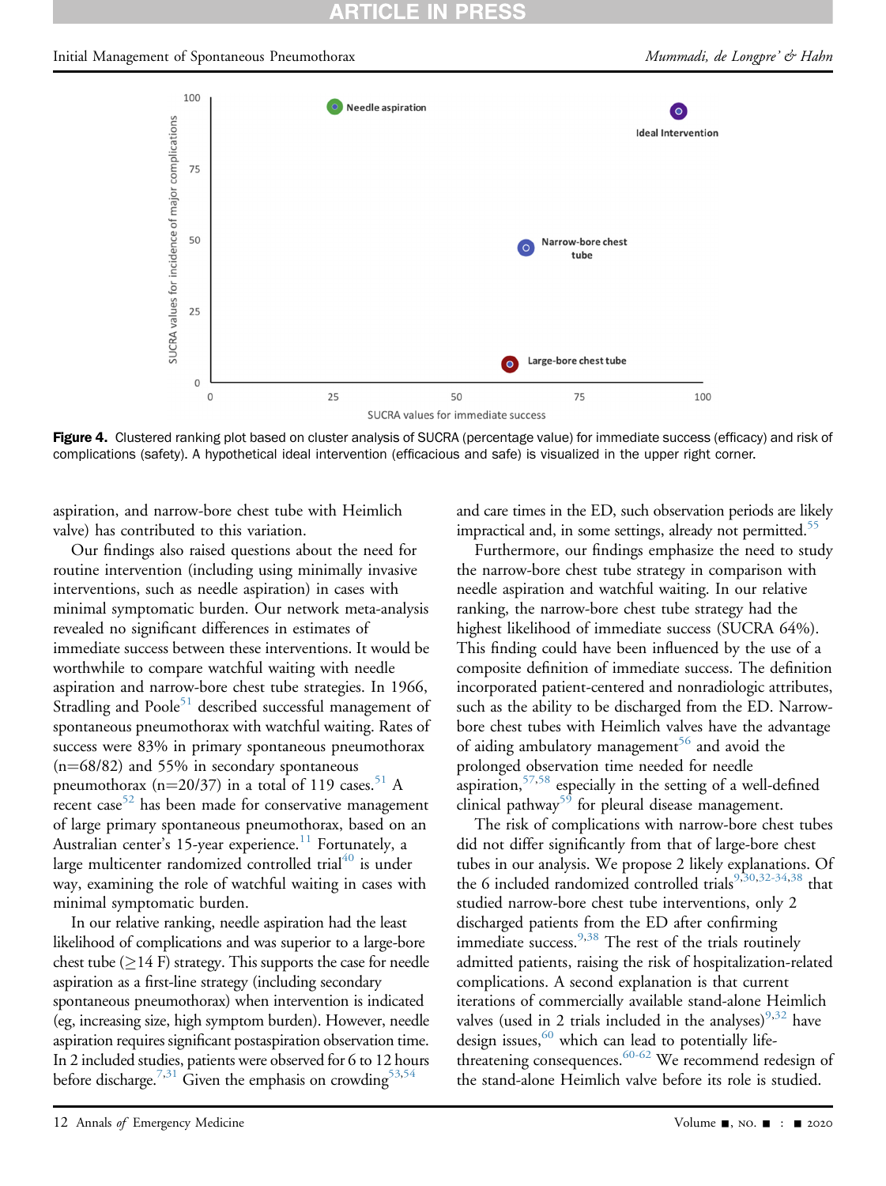100

Needle aspiration

Ideal Intervention

75

50

Narrow-bore chest tube

25

Large-bore chest tube

0

0 25 50 75 100

SUCRA values for incidence of major complications

SUCRA values for immediate success

**Figure 4.** Clustered ranking plot based on cluster analysis of SUCRA (percentage value) for immediate success (efficacy) and risk of complications (safety). A hypothetical ideal intervention (efficacious and safe) is visualized in the upper right corner.

aspiration, and narrow-bore chest tube with Heimlich valve) has contributed to this variation.

Our findings also raised questions about the need for routine intervention (including using minimally invasive interventions, such as needle aspiration) in cases with minimal symptomatic burden. Our network meta-analysis revealed no significant differences in estimates of immediate success between these interventions. It would be worthwhile to compare watchful waiting with needle aspiration and narrow-bore chest tube strategies. In 1966, Stradling and Poole[51] described successful management of spontaneous pneumothorax with watchful waiting. Rates of success were 83% in primary spontaneous pneumothorax (n=68/82) and 55% in secondary spontaneous pneumothorax (n=20/37) in a total of 119 cases.[51] A recent case[52] has been made for conservative management of large primary spontaneous pneumothorax, based on an Australian center's 15-year experience.[11] Fortunately, a large multicenter randomized controlled trial[40] is under way, examining the role of watchful waiting in cases with minimal symptomatic burden.

In our relative ranking, needle aspiration had the least likelihood of complications and was superior to a large-bore chest tube (≥14 F) strategy. This supports the case for needle aspiration as a first-line strategy (including secondary spontaneous pneumothorax) when intervention is indicated (eg, increasing size, high symptom burden). However, needle aspiration requires significant postaspiration observation time. In 2 included studies, patients were observed for 6 to 12 hours before discharge.[7,31] Given the emphasis on crowding[53,54] and care times in the ED, such observation periods are likely impractical and, in some settings, already not permitted.[55]

Furthermore, our findings emphasize the need to study the narrow-bore chest tube strategy in comparison with needle aspiration and watchful waiting. In our relative ranking, the narrow-bore chest tube strategy had the highest likelihood of immediate success (SUCRA 64%). This finding could have been influenced by the use of a composite definition of immediate success. The definition incorporated patient-centered and nonradiologic attributes, such as the ability to be discharged from the ED. Narrow-bore chest tubes with Heimlich valves have the advantage of aiding ambulatory management[56] and avoid the prolonged observation time needed for needle aspiration,[57,58] especially in the setting of a well-defined clinical pathway[59] for pleural disease management.

The risk of complications with narrow-bore chest tubes did not differ significantly from that of large-bore chest tubes in our analysis. We propose 2 likely explanations. Of the 6 included randomized controlled trials[9,30,32-34,38] that studied narrow-bore chest tube interventions, only 2 discharged patients from the ED after confirming immediate success.[9,38] The rest of the trials routinely admitted patients, raising the risk of hospitalization-related complications. A second explanation is that current iterations of commercially available stand-alone Heimlich valves (used in 2 trials included in the analyses)[9,32] have design issues,[60] which can lead to potentially life-threatening consequences.[60-62] We recommend redesign of the stand-alone Heimlich valve before its role is studied.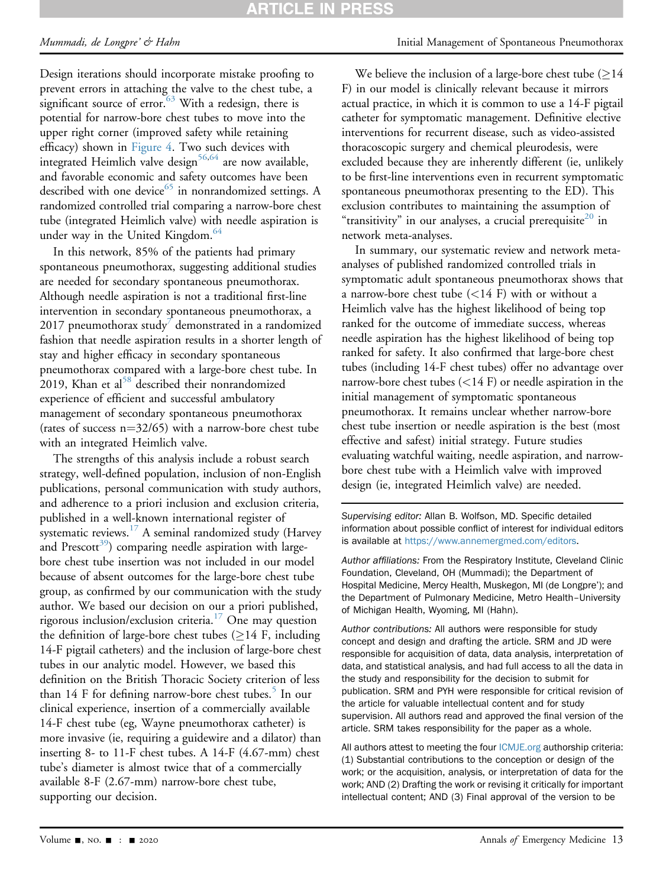Design iterations should incorporate mistake proofing to prevent errors in attaching the valve to the chest tube, a significant source of error.[63] With a redesign, there is potential for narrow-bore chest tubes to move into the upper right corner (improved safety while retaining efficacy) shown in Figure 4. Two such devices with integrated Heimlich valve design[56,64] are now available, and favorable economic and safety outcomes have been described with one device[65] in nonrandomized settings. A randomized controlled trial comparing a narrow-bore chest tube (integrated Heimlich valve) with needle aspiration is under way in the United Kingdom.[64]

In this network, 85% of the patients had primary spontaneous pneumothorax, suggesting additional studies are needed for secondary spontaneous pneumothorax. Although needle aspiration is not a traditional first-line intervention in secondary spontaneous pneumothorax, a 2017 pneumothorax study[7] demonstrated in a randomized fashion that needle aspiration results in a shorter length of stay and higher efficacy in secondary spontaneous pneumothorax compared with a large-bore chest tube. In 2019, Khan et al[58] described their nonrandomized experience of efficient and successful ambulatory management of secondary spontaneous pneumothorax (rates of success n=32/65) with a narrow-bore chest tube with an integrated Heimlich valve.

The strengths of this analysis include a robust search strategy, well-defined population, inclusion of non-English publications, personal communication with study authors, and adherence to a priori inclusion and exclusion criteria, published in a well-known international register of systematic reviews.[17] A seminal randomized study (Harvey and Prescott[39]) comparing needle aspiration with large-bore chest tube insertion was not included in our model because of absent outcomes for the large-bore chest tube group, as confirmed by our communication with the study author. We based our decision on our a priori published, rigorous inclusion/exclusion criteria.[17] One may question the definition of large-bore chest tubes (≥14 F, including 14-F pigtail catheters) and the inclusion of large-bore chest tubes in our analytic model. However, we based this definition on the British Thoracic Society criterion of less than 14 F for defining narrow-bore chest tubes.[5] In our clinical experience, insertion of a commercially available 14-F chest tube (eg, Wayne pneumothorax catheter) is more invasive (ie, requiring a guidewire and a dilator) than inserting 8- to 11-F chest tubes. A 14-F (4.67-mm) chest tube's diameter is almost twice that of a commercially available 8-F (2.67-mm) narrow-bore chest tube, supporting our decision.

We believe the inclusion of a large-bore chest tube (≥14 F) in our model is clinically relevant because it mirrors actual practice, in which it is common to use a 14-F pigtail catheter for symptomatic management. Definitive elective interventions for recurrent disease, such as video-assisted thoracoscopic surgery and chemical pleurodesis, were excluded because they are inherently different (ie, unlikely to be first-line interventions even in recurrent symptomatic spontaneous pneumothorax presenting to the ED). This exclusion contributes to maintaining the assumption of "transitivity" in our analyses, a crucial prerequisite[20] in network meta-analyses.

In summary, our systematic review and network meta-analyses of published randomized controlled trials in symptomatic adult spontaneous pneumothorax shows that a narrow-bore chest tube (<14 F) with or without a Heimlich valve has the highest likelihood of being top ranked for the outcome of immediate success, whereas needle aspiration has the highest likelihood of being top ranked for safety. It also confirmed that large-bore chest tubes (including 14-F chest tubes) offer no advantage over narrow-bore chest tubes (<14 F) or needle aspiration in the initial management of symptomatic spontaneous pneumothorax. It remains unclear whether narrow-bore chest tube insertion or needle aspiration is the best (most effective and safest) initial strategy. Future studies evaluating watchful waiting, needle aspiration, and narrow-bore chest tube with a Heimlich valve with improved design (ie, integrated Heimlich valve) are needed.

*Supervising editor:* Allan B. Wolfson, MD. Specific detailed information about possible conflict of interest for individual editors is available at https://www.annemergmed.com/editors.

*Author affiliations:* From the Respiratory Institute, Cleveland Clinic Foundation, Cleveland, OH (Mummadi); the Department of Hospital Medicine, Mercy Health, Muskegon, MI (de Longpre'); and the Department of Pulmonary Medicine, Metro Health–University of Michigan Health, Wyoming, MI (Hahn).

*Author contributions:* All authors were responsible for study concept and design and drafting the article. SRM and JD were responsible for acquisition of data, data analysis, interpretation of data, and statistical analysis, and had full access to all the data in the study and responsibility for the decision to submit for publication. SRM and PYH were responsible for critical revision of the article for valuable intellectual content and for study supervision. All authors read and approved the final version of the article. SRM takes responsibility for the paper as a whole.

All authors attest to meeting the four ICMJE.org authorship criteria: (1) Substantial contributions to the conception or design of the work; or the acquisition, analysis, or interpretation of data for the work; AND (2) Drafting the work or revising it critically for important intellectual content; AND (3) Final approval of the version to be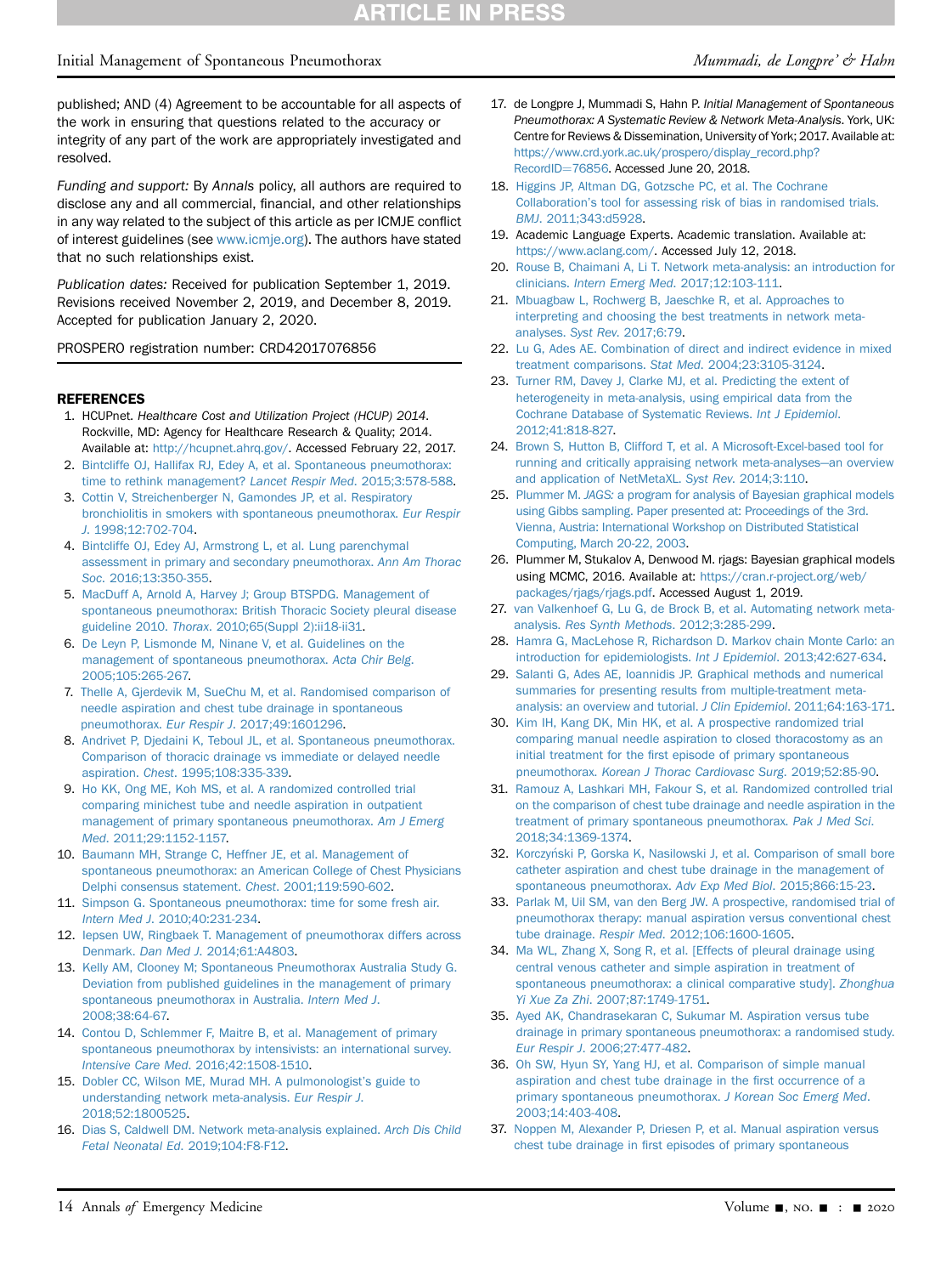published; AND (4) Agreement to be accountable for all aspects of the work in ensuring that questions related to the accuracy or integrity of any part of the work are appropriately investigated and resolved.

*Funding and support:* By *Annals* policy, all authors are required to disclose any and all commercial, financial, and other relationships in any way related to the subject of this article as per ICMJE conflict of interest guidelines (see www.icmje.org). The authors have stated that no such relationships exist.

*Publication dates:* Received for publication September 1, 2019. Revisions received November 2, 2019, and December 8, 2019. Accepted for publication January 2, 2020.

PROSPERO registration number: CRD42017076856

## REFERENCES

1. HCUPnet. *Healthcare Cost and Utilization Project (HCUP) 2014*. Rockville, MD: Agency for Healthcare Research & Quality; 2014. Available at: http://hcupnet.ahrq.gov/. Accessed February 22, 2017.
2. Bintcliffe OJ, Hallifax RJ, Edey A, et al. Spontaneous pneumothorax: time to rethink management? *Lancet Respir Med*. 2015;3:578-588.
3. Cottin V, Streichenberger N, Gamondes JP, et al. Respiratory bronchiolitis in smokers with spontaneous pneumothorax. *Eur Respir J*. 1998;12:702-704.
4. Bintcliffe OJ, Edey AJ, Armstrong L, et al. Lung parenchymal assessment in primary and secondary pneumothorax. *Ann Am Thorac Soc*. 2016;13:350-355.
5. MacDuff A, Arnold A, Harvey J; Group BTSPDG. Management of spontaneous pneumothorax: British Thoracic Society pleural disease guideline 2010. *Thorax*. 2010;65(Suppl 2):ii18-ii31.
6. De Leyn P, Lismonde M, Ninane V, et al. Guidelines on the management of spontaneous pneumothorax. *Acta Chir Belg*. 2005;105:265-267.
7. Thelle A, Gjerdevik M, SueChu M, et al. Randomised comparison of needle aspiration and chest tube drainage in spontaneous pneumothorax. *Eur Respir J*. 2017;49:1601296.
8. Andrivet P, Djedaini K, Teboul JL, et al. Spontaneous pneumothorax. Comparison of thoracic drainage vs immediate or delayed needle aspiration. *Chest*. 1995;108:335-339.
9. Ho KK, Ong ME, Koh MS, et al. A randomized controlled trial comparing minichest tube and needle aspiration in outpatient management of primary spontaneous pneumothorax. *Am J Emerg Med*. 2011;29:1152-1157.
10. Baumann MH, Strange C, Heffner JE, et al. Management of spontaneous pneumothorax: an American College of Chest Physicians Delphi consensus statement. *Chest*. 2001;119:590-602.
11. Simpson G. Spontaneous pneumothorax: time for some fresh air. *Intern Med J*. 2010;40:231-234.
12. Iepsen UW, Ringbaek T. Management of pneumothorax differs across Denmark. *Dan Med J*. 2014;61:A4803.
13. Kelly AM, Clooney M; Spontaneous Pneumothorax Australia Study G. Deviation from published guidelines in the management of primary spontaneous pneumothorax in Australia. *Intern Med J*. 2008;38:64-67.
14. Contou D, Schlemmer F, Maitre B, et al. Management of primary spontaneous pneumothorax by intensivists: an international survey. *Intensive Care Med*. 2016;42:1508-1510.
15. Dobler CC, Wilson ME, Murad MH. A pulmonologist's guide to understanding network meta-analysis. *Eur Respir J*. 2018;52:1800525.
16. Dias S, Caldwell DM. Network meta-analysis explained. *Arch Dis Child Fetal Neonatal Ed*. 2019;104:F8-F12.
17. de Longpre J, Mummadi S, Hahn P. *Initial Management of Spontaneous Pneumothorax: A Systematic Review & Network Meta-Analysis*. York, UK: Centre for Reviews & Dissemination, University of York; 2017. Available at: https://www.crd.york.ac.uk/prospero/display_record.php?RecordID=76856. Accessed June 20, 2018.
18. Higgins JP, Altman DG, Gotzsche PC, et al. The Cochrane Collaboration's tool for assessing risk of bias in randomised trials. *BMJ*. 2011;343:d5928.
19. Academic Language Experts. Academic translation. Available at: https://www.aclang.com/. Accessed July 12, 2018.
20. Rouse B, Chaimani A, Li T. Network meta-analysis: an introduction for clinicians. *Intern Emerg Med*. 2017;12:103-111.
21. Mbuagbaw L, Rochwerg B, Jaeschke R, et al. Approaches to interpreting and choosing the best treatments in network meta-analyses. *Syst Rev*. 2017;6:79.
22. Lu G, Ades AE. Combination of direct and indirect evidence in mixed treatment comparisons. *Stat Med*. 2004;23:3105-3124.
23. Turner RM, Davey J, Clarke MJ, et al. Predicting the extent of heterogeneity in meta-analysis, using empirical data from the Cochrane Database of Systematic Reviews. *Int J Epidemiol*. 2012;41:818-827.
24. Brown S, Hutton B, Clifford T, et al. A Microsoft-Excel-based tool for running and critically appraising network meta-analyses—an overview and application of NetMetaXL. *Syst Rev*. 2014;3:110.
25. Plummer M. *JAGS:* a program for analysis of Bayesian graphical models using Gibbs sampling. Paper presented at: Proceedings of the 3rd. Vienna, Austria: International Workshop on Distributed Statistical Computing, March 20-22, 2003.
26. Plummer M, Stukalov A, Denwood M. rjags: Bayesian graphical models using MCMC, 2016. Available at: https://cran.r-project.org/web/packages/rjags/rjags.pdf. Accessed August 1, 2019.
27. van Valkenhoef G, Lu G, de Brock B, et al. Automating network meta-analysis. *Res Synth Methods*. 2012;3:285-299.
28. Hamra G, MacLehose R, Richardson D. Markov chain Monte Carlo: an introduction for epidemiologists. *Int J Epidemiol*. 2013;42:627-634.
29. Salanti G, Ades AE, Ioannidis JP. Graphical methods and numerical summaries for presenting results from multiple-treatment meta-analysis: an overview and tutorial. *J Clin Epidemiol*. 2011;64:163-171.
30. Kim IH, Kang DK, Min HK, et al. A prospective randomized trial comparing manual needle aspiration to closed thoracostomy as an initial treatment for the first episode of primary spontaneous pneumothorax. *Korean J Thorac Cardiovasc Surg*. 2019;52:85-90.
31. Ramouz A, Lashkari MH, Fakour S, et al. Randomized controlled trial on the comparison of chest tube drainage and needle aspiration in the treatment of primary spontaneous pneumothorax. *Pak J Med Sci*. 2018;34:1369-1374.
32. Korczyński P, Gorska K, Nasilowski J, et al. Comparison of small bore catheter aspiration and chest tube drainage in the management of spontaneous pneumothorax. *Adv Exp Med Biol*. 2015;866:15-23.
33. Parlak M, Uil SM, van den Berg JW. A prospective, randomised trial of pneumothorax therapy: manual aspiration versus conventional chest tube drainage. *Respir Med*. 2012;106:1600-1605.
34. Ma WL, Zhang X, Song R, et al. [Effects of pleural drainage using central venous catheter and simple aspiration in treatment of spontaneous pneumothorax: a clinical comparative study]. *Zhonghua Yi Xue Za Zhi*. 2007;87:1749-1751.
35. Ayed AK, Chandrasekaran C, Sukumar M. Aspiration versus tube drainage in primary spontaneous pneumothorax: a randomised study. *Eur Respir J*. 2006;27:477-482.
36. Oh SW, Hyun SY, Yang HJ, et al. Comparison of simple manual aspiration and chest tube drainage in the first occurrence of a primary spontaneous pneumothorax. *J Korean Soc Emerg Med*. 2003;14:403-408.
37. Noppen M, Alexander P, Driesen P, et al. Manual aspiration versus chest tube drainage in first episodes of primary spontaneous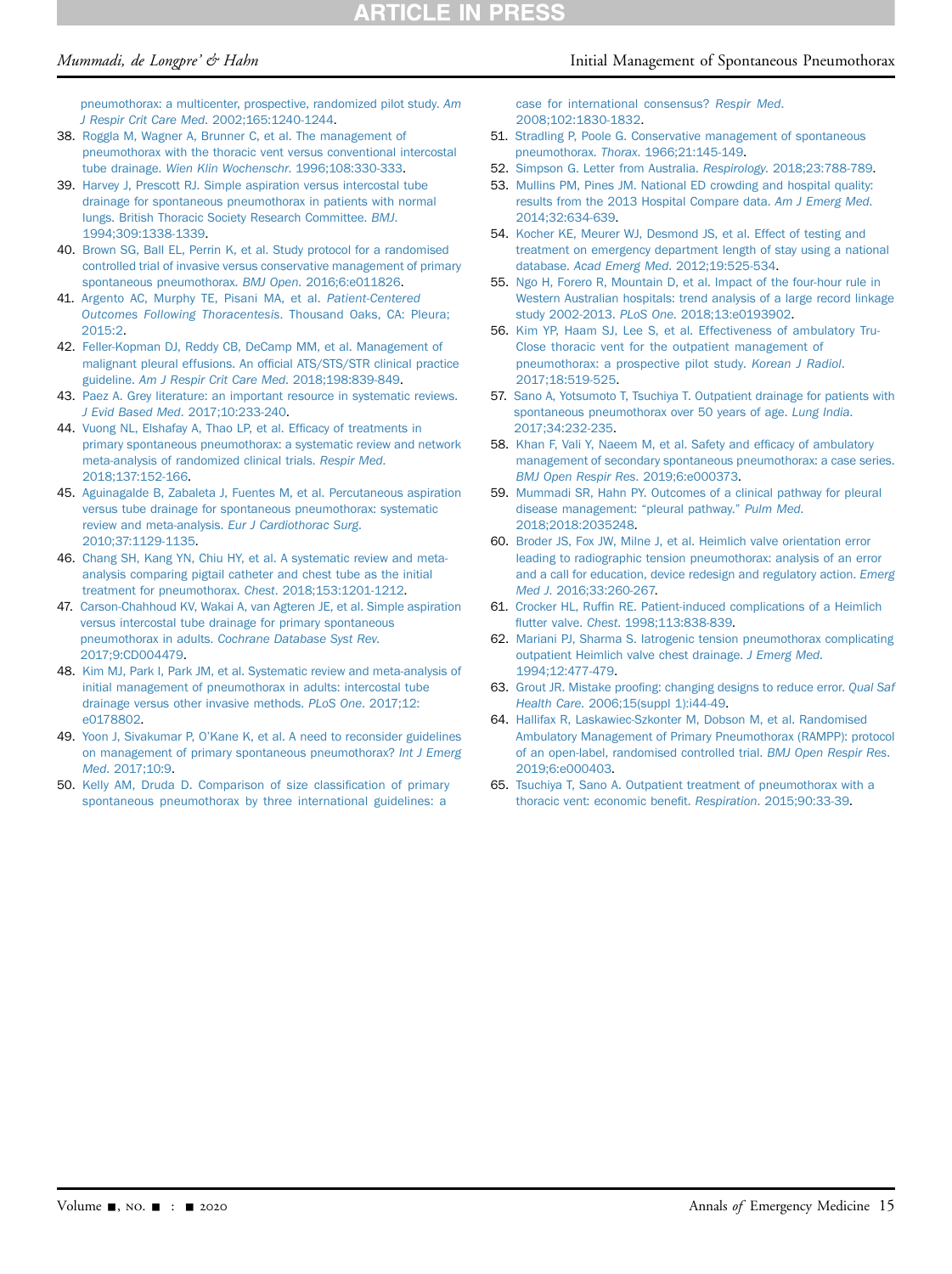pneumothorax: a multicenter, prospective, randomized pilot study. *Am J Respir Crit Care Med*. 2002;165:1240-1244.

38. Roggla M, Wagner A, Brunner C, et al. The management of pneumothorax with the thoracic vent versus conventional intercostal tube drainage. *Wien Klin Wochenschr*. 1996;108:330-333.
39. Harvey J, Prescott RJ. Simple aspiration versus intercostal tube drainage for spontaneous pneumothorax in patients with normal lungs. British Thoracic Society Research Committee. *BMJ*. 1994;309:1338-1339.
40. Brown SG, Ball EL, Perrin K, et al. Study protocol for a randomised controlled trial of invasive versus conservative management of primary spontaneous pneumothorax. *BMJ Open*. 2016;6:e011826.
41. Argento AC, Murphy TE, Pisani MA, et al. *Patient-Centered Outcomes Following Thoracentesis*. Thousand Oaks, CA: Pleura; 2015:2.
42. Feller-Kopman DJ, Reddy CB, DeCamp MM, et al. Management of malignant pleural effusions. An official ATS/STS/STR clinical practice guideline. *Am J Respir Crit Care Med*. 2018;198:839-849.
43. Paez A. Grey literature: an important resource in systematic reviews. *J Evid Based Med*. 2017;10:233-240.
44. Vuong NL, Elshafay A, Thao LP, et al. Efficacy of treatments in primary spontaneous pneumothorax: a systematic review and network meta-analysis of randomized clinical trials. *Respir Med*. 2018;137:152-166.
45. Aguinagalde B, Zabaleta J, Fuentes M, et al. Percutaneous aspiration versus tube drainage for spontaneous pneumothorax: systematic review and meta-analysis. *Eur J Cardiothorac Surg*. 2010;37:1129-1135.
46. Chang SH, Kang YN, Chiu HY, et al. A systematic review and meta-analysis comparing pigtail catheter and chest tube as the initial treatment for pneumothorax. *Chest*. 2018;153:1201-1212.
47. Carson-Chahhoud KV, Wakai A, van Agteren JE, et al. Simple aspiration versus intercostal tube drainage for primary spontaneous pneumothorax in adults. *Cochrane Database Syst Rev*. 2017;9:CD004479.
48. Kim MJ, Park I, Park JM, et al. Systematic review and meta-analysis of initial management of pneumothorax in adults: intercostal tube drainage versus other invasive methods. *PLoS One*. 2017;12:e0178802.
49. Yoon J, Sivakumar P, O'Kane K, et al. A need to reconsider guidelines on management of primary spontaneous pneumothorax? *Int J Emerg Med*. 2017;10:9.
50. Kelly AM, Druda D. Comparison of size classification of primary spontaneous pneumothorax by three international guidelines: a case for international consensus? *Respir Med*. 2008;102:1830-1832.
51. Stradling P, Poole G. Conservative management of spontaneous pneumothorax. *Thorax*. 1966;21:145-149.
52. Simpson G. Letter from Australia. *Respirology*. 2018;23:788-789.
53. Mullins PM, Pines JM. National ED crowding and hospital quality: results from the 2013 Hospital Compare data. *Am J Emerg Med*. 2014;32:634-639.
54. Kocher KE, Meurer WJ, Desmond JS, et al. Effect of testing and treatment on emergency department length of stay using a national database. *Acad Emerg Med*. 2012;19:525-534.
55. Ngo H, Forero R, Mountain D, et al. Impact of the four-hour rule in Western Australian hospitals: trend analysis of a large record linkage study 2002-2013. *PLoS One*. 2018;13:e0193902.
56. Kim YP, Haam SJ, Lee S, et al. Effectiveness of ambulatory Tru-Close thoracic vent for the outpatient management of pneumothorax: a prospective pilot study. *Korean J Radiol*. 2017;18:519-525.
57. Sano A, Yotsumoto T, Tsuchiya T. Outpatient drainage for patients with spontaneous pneumothorax over 50 years of age. *Lung India*. 2017;34:232-235.
58. Khan F, Vali Y, Naeem M, et al. Safety and efficacy of ambulatory management of secondary spontaneous pneumothorax: a case series. *BMJ Open Respir Res*. 2019;6:e000373.
59. Mummadi SR, Hahn PY. Outcomes of a clinical pathway for pleural disease management: "pleural pathway." *Pulm Med*. 2018;2018:2035248.
60. Broder JS, Fox JW, Milne J, et al. Heimlich valve orientation error leading to radiographic tension pneumothorax: analysis of an error and a call for education, device redesign and regulatory action. *Emerg Med J*. 2016;33:260-267.
61. Crocker HL, Ruffin RE. Patient-induced complications of a Heimlich flutter valve. *Chest*. 1998;113:838-839.
62. Mariani PJ, Sharma S. Iatrogenic tension pneumothorax complicating outpatient Heimlich valve chest drainage. *J Emerg Med*. 1994;12:477-479.
63. Grout JR. Mistake proofing: changing designs to reduce error. *Qual Saf Health Care*. 2006;15(suppl 1):i44-49.
64. Hallifax R, Laskawiec-Szkonter M, Dobson M, et al. Randomised Ambulatory Management of Primary Pneumothorax (RAMPP): protocol of an open-label, randomised controlled trial. *BMJ Open Respir Res*. 2019;6:e000403.
65. Tsuchiya T, Sano A. Outpatient treatment of pneumothorax with a thoracic vent: economic benefit. *Respiration*. 2015;90:33-39.